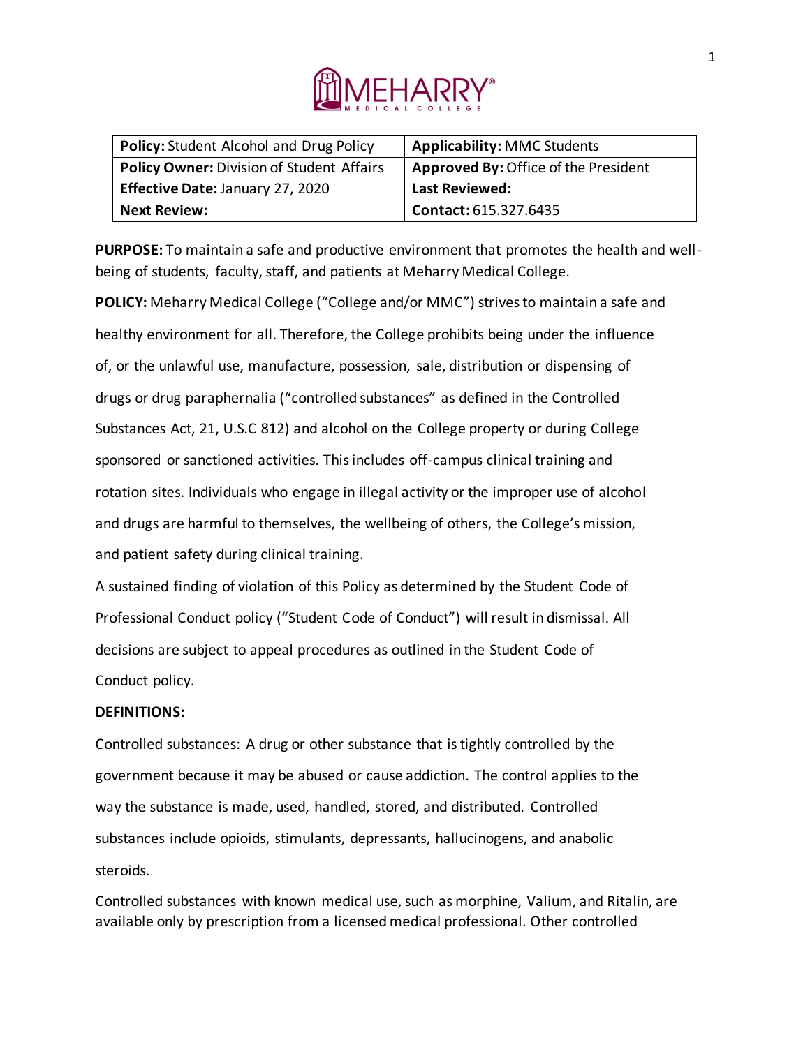| **Policy:** Student Alcohol and Drug Policy | **Applicability:** MMC Students |
| --- | --- |
| **Policy Owner:** Division of Student Affairs | **Approved By:** Office of the President |
| **Effective Date:** January 27, 2020 | **Last Reviewed:** |
| **Next Review:** | **Contact:** 615.327.6435 |

**PURPOSE:** To maintain a safe and productive environment that promotes the health and well-being of students, faculty, staff, and patients at Meharry Medical College.

**POLICY:** Meharry Medical College ("College and/or MMC") strives to maintain a safe and healthy environment for all. Therefore, the College prohibits being under the influence of, or the unlawful use, manufacture, possession, sale, distribution or dispensing of drugs or drug paraphernalia ("controlled substances" as defined in the Controlled Substances Act, 21, U.S.C 812) and alcohol on the College property or during College sponsored or sanctioned activities. This includes off-campus clinical training and rotation sites. Individuals who engage in illegal activity or the improper use of alcohol and drugs are harmful to themselves, the wellbeing of others, the College's mission, and patient safety during clinical training.

A sustained finding of violation of this Policy as determined by the Student Code of Professional Conduct policy ("Student Code of Conduct") will result in dismissal. All decisions are subject to appeal procedures as outlined in the Student Code of Conduct policy.

**DEFINITIONS:**

Controlled substances: A drug or other substance that is tightly controlled by the government because it may be abused or cause addiction. The control applies to the way the substance is made, used, handled, stored, and distributed. Controlled substances include opioids, stimulants, depressants, hallucinogens, and anabolic steroids.

Controlled substances with known medical use, such as morphine, Valium, and Ritalin, are available only by prescription from a licensed medical professional. Other controlled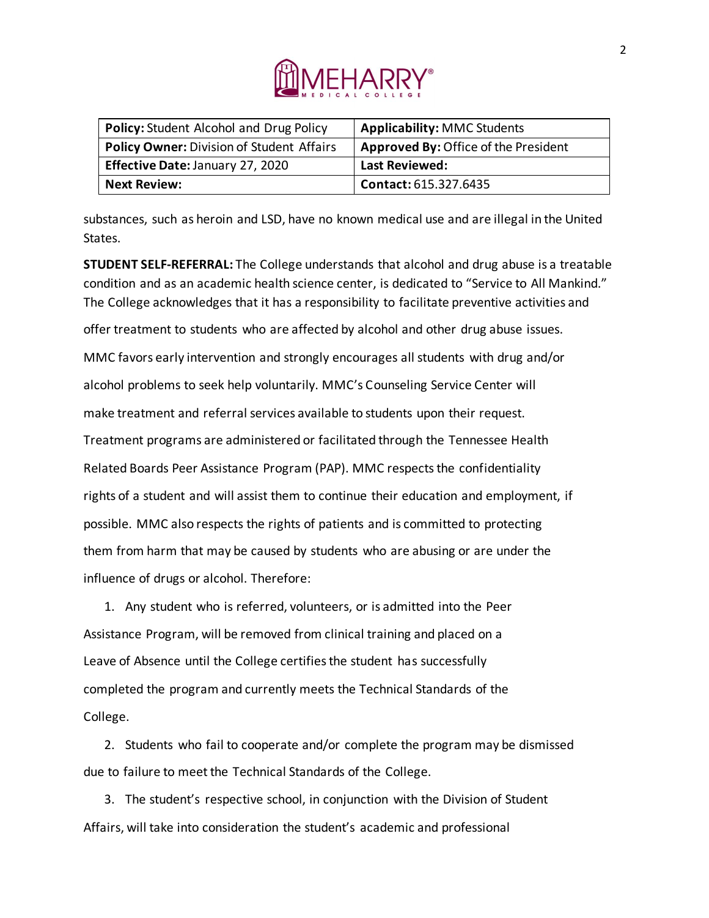| **Policy:** Student Alcohol and Drug Policy | **Applicability:** MMC Students |
| --- | --- |
| **Policy Owner:** Division of Student Affairs | **Approved By:** Office of the President |
| **Effective Date:** January 27, 2020 | **Last Reviewed:** |
| **Next Review:** | **Contact:** 615.327.6435 |

substances, such as heroin and LSD, have no known medical use and are illegal in the United States.

**STUDENT SELF-REFERRAL:** The College understands that alcohol and drug abuse is a treatable condition and as an academic health science center, is dedicated to "Service to All Mankind." The College acknowledges that it has a responsibility to facilitate preventive activities and offer treatment to students who are affected by alcohol and other drug abuse issues. MMC favors early intervention and strongly encourages all students with drug and/or alcohol problems to seek help voluntarily. MMC's Counseling Service Center will make treatment and referral services available to students upon their request. Treatment programs are administered or facilitated through the Tennessee Health Related Boards Peer Assistance Program (PAP). MMC respects the confidentiality rights of a student and will assist them to continue their education and employment, if possible. MMC also respects the rights of patients and is committed to protecting them from harm that may be caused by students who are abusing or are under the influence of drugs or alcohol. Therefore:

1. Any student who is referred, volunteers, or is admitted into the Peer Assistance Program, will be removed from clinical training and placed on a Leave of Absence until the College certifies the student has successfully completed the program and currently meets the Technical Standards of the College.
2. Students who fail to cooperate and/or complete the program may be dismissed due to failure to meet the Technical Standards of the College.
3. The student's respective school, in conjunction with the Division of Student Affairs, will take into consideration the student's academic and professional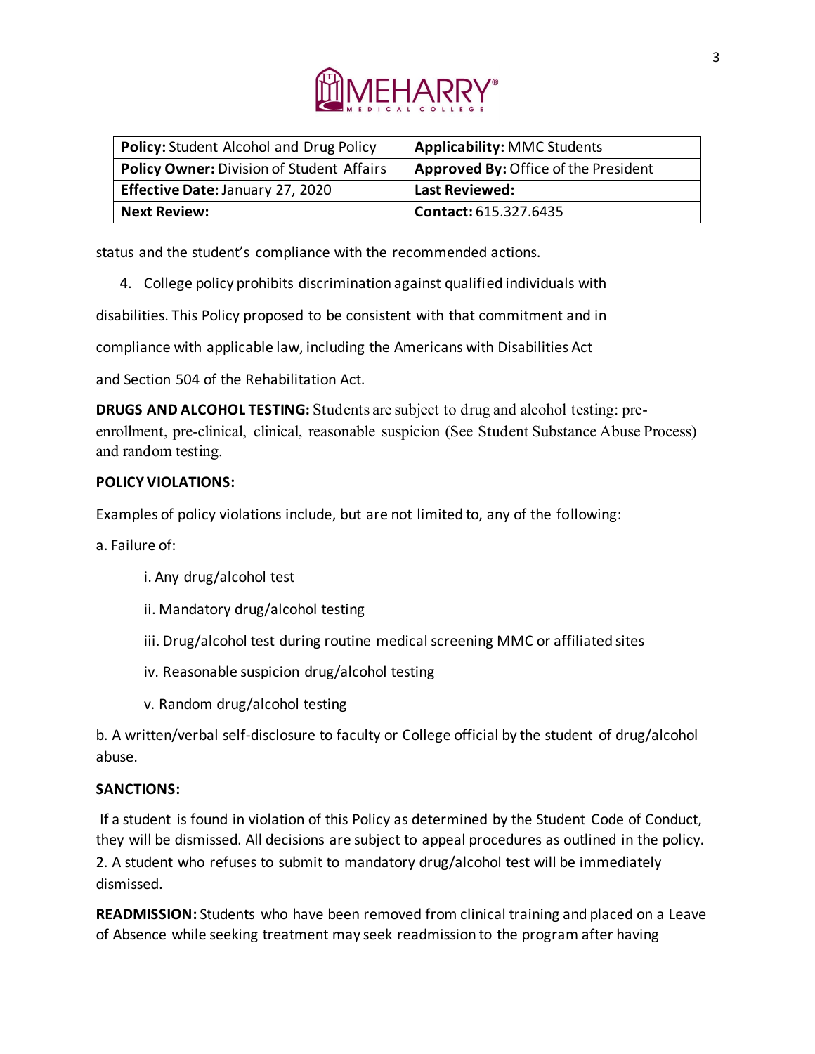| **Policy:** Student Alcohol and Drug Policy | **Applicability:** MMC Students |
| --- | --- |
| **Policy Owner:** Division of Student Affairs | **Approved By:** Office of the President |
| **Effective Date:** January 27, 2020 | **Last Reviewed:** |
| **Next Review:** | **Contact:** 615.327.6435 |

status and the student's compliance with the recommended actions.

4. College policy prohibits discrimination against qualified individuals with disabilities. This Policy proposed to be consistent with that commitment and in compliance with applicable law, including the Americans with Disabilities Act and Section 504 of the Rehabilitation Act.

**DRUGS AND ALCOHOL TESTING:** Students are subject to drug and alcohol testing: pre-enrollment, pre-clinical, clinical, reasonable suspicion (See Student Substance Abuse Process) and random testing.

**POLICY VIOLATIONS:**

Examples of policy violations include, but are not limited to, any of the following:

a. Failure of:

i. Any drug/alcohol test

ii. Mandatory drug/alcohol testing

iii. Drug/alcohol test during routine medical screening MMC or affiliated sites

iv. Reasonable suspicion drug/alcohol testing

v. Random drug/alcohol testing

b. A written/verbal self-disclosure to faculty or College official by the student of drug/alcohol abuse.

**SANCTIONS:**

If a student is found in violation of this Policy as determined by the Student Code of Conduct, they will be dismissed. All decisions are subject to appeal procedures as outlined in the policy.
2. A student who refuses to submit to mandatory drug/alcohol test will be immediately dismissed.

**READMISSION:** Students who have been removed from clinical training and placed on a Leave of Absence while seeking treatment may seek readmission to the program after having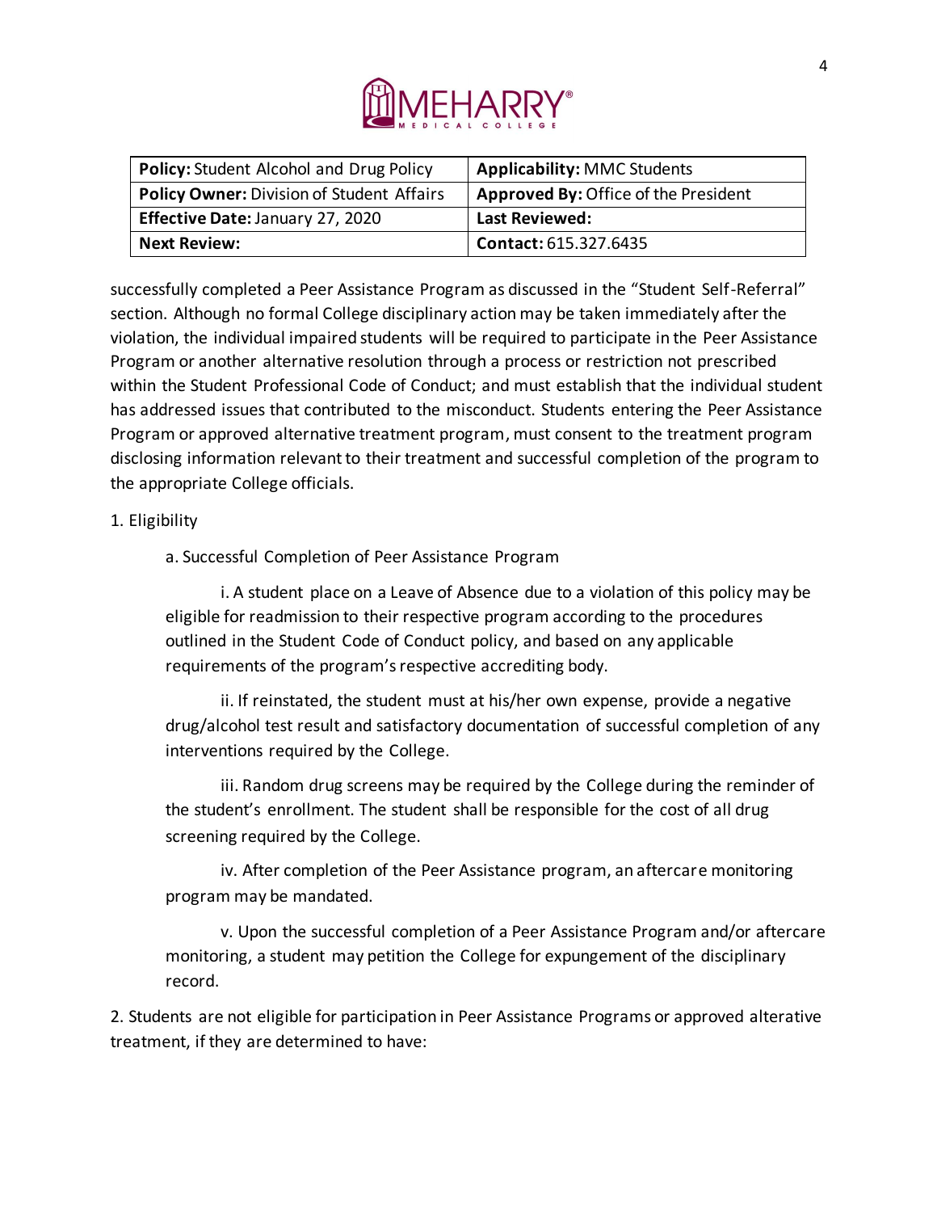| **Policy:** Student Alcohol and Drug Policy | **Applicability:** MMC Students |
|---|---|
| **Policy Owner:** Division of Student Affairs | **Approved By:** Office of the President |
| **Effective Date:** January 27, 2020 | **Last Reviewed:** |
| **Next Review:** | **Contact:** 615.327.6435 |

successfully completed a Peer Assistance Program as discussed in the "Student Self-Referral" section. Although no formal College disciplinary action may be taken immediately after the violation, the individual impaired students will be required to participate in the Peer Assistance Program or another alternative resolution through a process or restriction not prescribed within the Student Professional Code of Conduct; and must establish that the individual student has addressed issues that contributed to the misconduct. Students entering the Peer Assistance Program or approved alternative treatment program, must consent to the treatment program disclosing information relevant to their treatment and successful completion of the program to the appropriate College officials.

1. Eligibility

   a. Successful Completion of Peer Assistance Program

      i. A student place on a Leave of Absence due to a violation of this policy may be eligible for readmission to their respective program according to the procedures outlined in the Student Code of Conduct policy, and based on any applicable requirements of the program's respective accrediting body.

      ii. If reinstated, the student must at his/her own expense, provide a negative drug/alcohol test result and satisfactory documentation of successful completion of any interventions required by the College.

      iii. Random drug screens may be required by the College during the reminder of the student's enrollment. The student shall be responsible for the cost of all drug screening required by the College.

      iv. After completion of the Peer Assistance program, an aftercare monitoring program may be mandated.

      v. Upon the successful completion of a Peer Assistance Program and/or aftercare monitoring, a student may petition the College for expungement of the disciplinary record.

2. Students are not eligible for participation in Peer Assistance Programs or approved alterative treatment, if they are determined to have: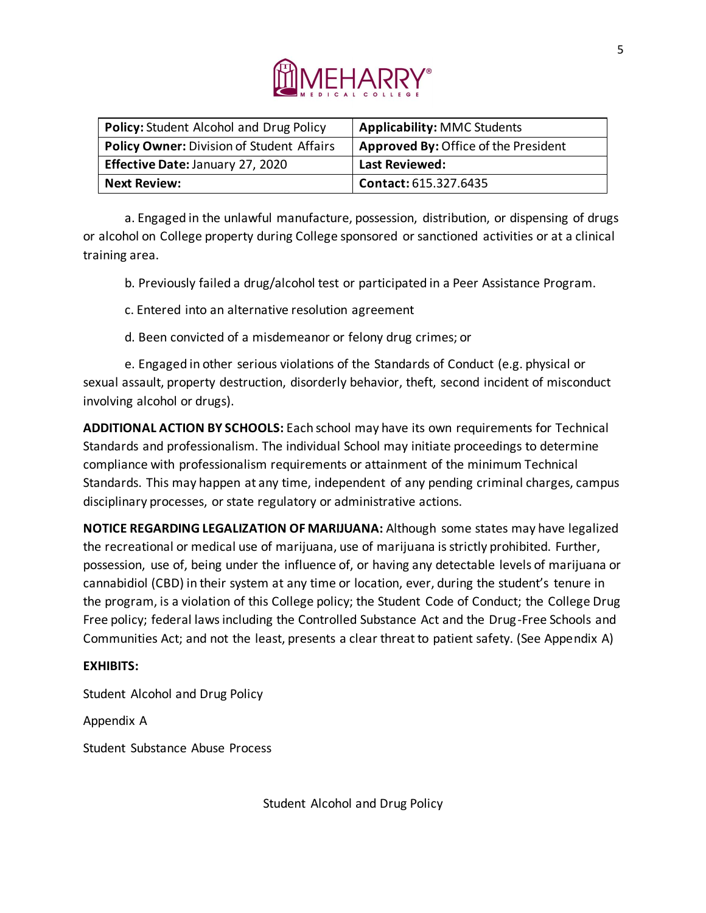| **Policy:** Student Alcohol and Drug Policy | **Applicability:** MMC Students |
|---|---|
| **Policy Owner:** Division of Student Affairs | **Approved By:** Office of the President |
| **Effective Date:** January 27, 2020 | **Last Reviewed:** |
| **Next Review:** | **Contact:** 615.327.6435 |

a. Engaged in the unlawful manufacture, possession, distribution, or dispensing of drugs or alcohol on College property during College sponsored or sanctioned activities or at a clinical training area.

b. Previously failed a drug/alcohol test or participated in a Peer Assistance Program.

c. Entered into an alternative resolution agreement

d. Been convicted of a misdemeanor or felony drug crimes; or

e. Engaged in other serious violations of the Standards of Conduct (e.g. physical or sexual assault, property destruction, disorderly behavior, theft, second incident of misconduct involving alcohol or drugs).

**ADDITIONAL ACTION BY SCHOOLS:** Each school may have its own requirements for Technical Standards and professionalism. The individual School may initiate proceedings to determine compliance with professionalism requirements or attainment of the minimum Technical Standards. This may happen at any time, independent of any pending criminal charges, campus disciplinary processes, or state regulatory or administrative actions.

**NOTICE REGARDING LEGALIZATION OF MARIJUANA:** Although some states may have legalized the recreational or medical use of marijuana, use of marijuana is strictly prohibited. Further, possession, use of, being under the influence of, or having any detectable levels of marijuana or cannabidiol (CBD) in their system at any time or location, ever, during the student's tenure in the program, is a violation of this College policy; the Student Code of Conduct; the College Drug Free policy; federal laws including the Controlled Substance Act and the Drug-Free Schools and Communities Act; and not the least, presents a clear threat to patient safety. (See Appendix A)

**EXHIBITS:**

Student Alcohol and Drug Policy

Appendix A

Student Substance Abuse Process

Student Alcohol and Drug Policy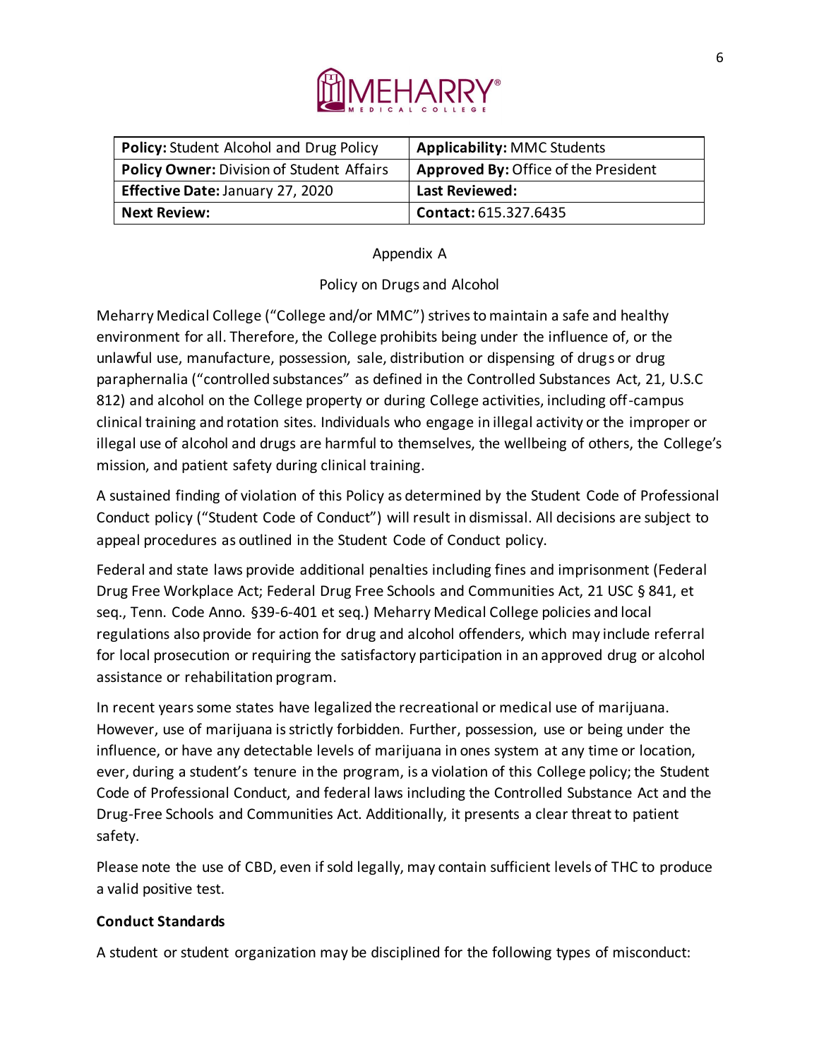| **Policy:** Student Alcohol and Drug Policy | **Applicability:** MMC Students |
| --- | --- |
| **Policy Owner:** Division of Student Affairs | **Approved By:** Office of the President |
| **Effective Date:** January 27, 2020 | **Last Reviewed:** |
| **Next Review:** | **Contact:** 615.327.6435 |

Appendix A

Policy on Drugs and Alcohol

Meharry Medical College ("College and/or MMC") strives to maintain a safe and healthy environment for all. Therefore, the College prohibits being under the influence of, or the unlawful use, manufacture, possession, sale, distribution or dispensing of drugs or drug paraphernalia ("controlled substances" as defined in the Controlled Substances Act, 21, U.S.C 812) and alcohol on the College property or during College activities, including off-campus clinical training and rotation sites. Individuals who engage in illegal activity or the improper or illegal use of alcohol and drugs are harmful to themselves, the wellbeing of others, the College's mission, and patient safety during clinical training.

A sustained finding of violation of this Policy as determined by the Student Code of Professional Conduct policy ("Student Code of Conduct") will result in dismissal. All decisions are subject to appeal procedures as outlined in the Student Code of Conduct policy.

Federal and state laws provide additional penalties including fines and imprisonment (Federal Drug Free Workplace Act; Federal Drug Free Schools and Communities Act, 21 USC § 841, et seq., Tenn. Code Anno. §39-6-401 et seq.) Meharry Medical College policies and local regulations also provide for action for drug and alcohol offenders, which may include referral for local prosecution or requiring the satisfactory participation in an approved drug or alcohol assistance or rehabilitation program.

In recent years some states have legalized the recreational or medical use of marijuana. However, use of marijuana is strictly forbidden. Further, possession, use or being under the influence, or have any detectable levels of marijuana in ones system at any time or location, ever, during a student's tenure in the program, is a violation of this College policy; the Student Code of Professional Conduct, and federal laws including the Controlled Substance Act and the Drug-Free Schools and Communities Act. Additionally, it presents a clear threat to patient safety.

Please note the use of CBD, even if sold legally, may contain sufficient levels of THC to produce a valid positive test.

**Conduct Standards**

A student or student organization may be disciplined for the following types of misconduct: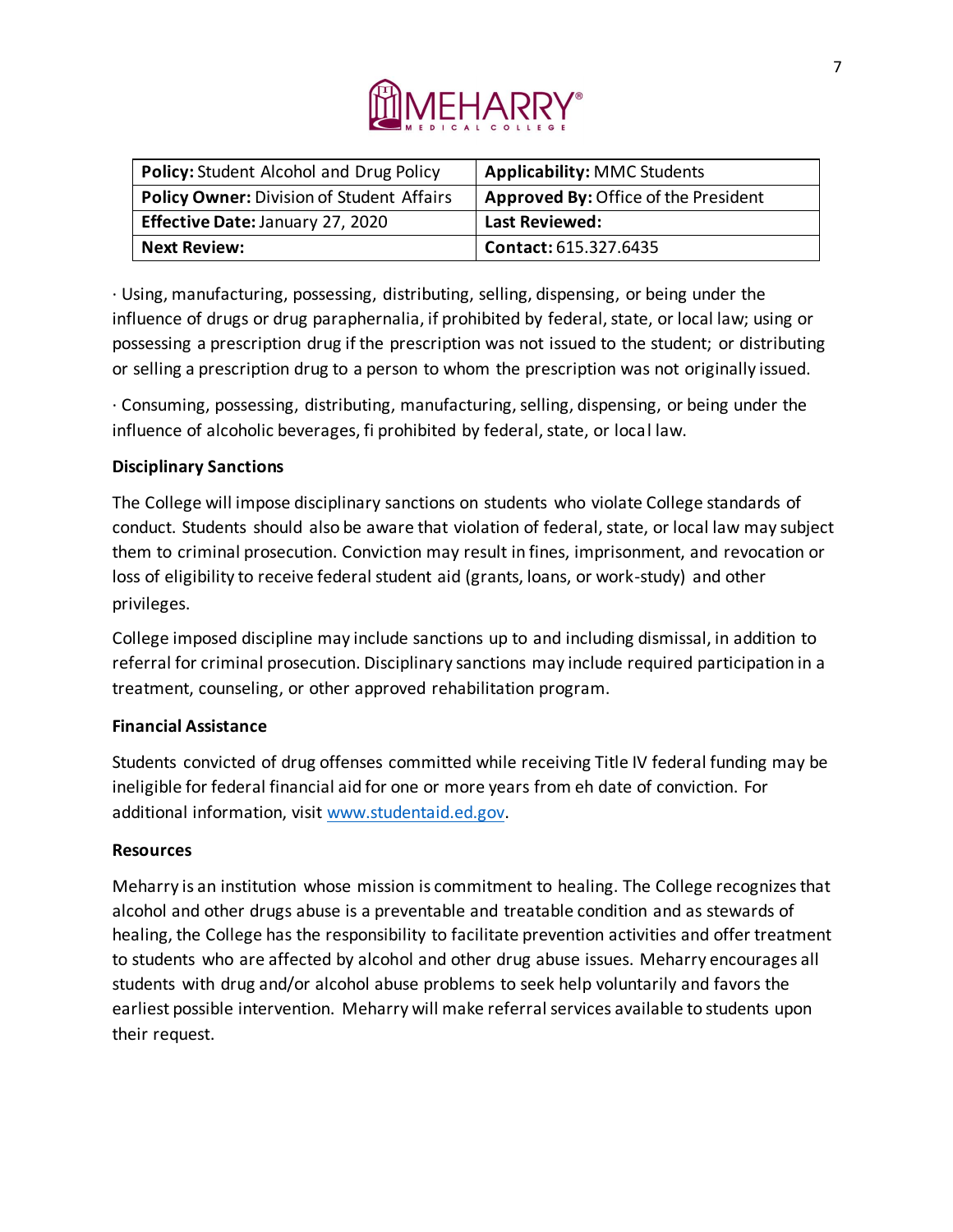| **Policy:** Student Alcohol and Drug Policy | **Applicability:** MMC Students |
|---|---|
| **Policy Owner:** Division of Student Affairs | **Approved By:** Office of the President |
| **Effective Date:** January 27, 2020 | **Last Reviewed:** |
| **Next Review:** | **Contact:** 615.327.6435 |

· Using, manufacturing, possessing, distributing, selling, dispensing, or being under the influence of drugs or drug paraphernalia, if prohibited by federal, state, or local law; using or possessing a prescription drug if the prescription was not issued to the student; or distributing or selling a prescription drug to a person to whom the prescription was not originally issued.

· Consuming, possessing, distributing, manufacturing, selling, dispensing, or being under the influence of alcoholic beverages, fi prohibited by federal, state, or local law.

**Disciplinary Sanctions**

The College will impose disciplinary sanctions on students who violate College standards of conduct. Students should also be aware that violation of federal, state, or local law may subject them to criminal prosecution. Conviction may result in fines, imprisonment, and revocation or loss of eligibility to receive federal student aid (grants, loans, or work-study) and other privileges.

College imposed discipline may include sanctions up to and including dismissal, in addition to referral for criminal prosecution. Disciplinary sanctions may include required participation in a treatment, counseling, or other approved rehabilitation program.

**Financial Assistance**

Students convicted of drug offenses committed while receiving Title IV federal funding may be ineligible for federal financial aid for one or more years from eh date of conviction. For additional information, visit www.studentaid.ed.gov.

**Resources**

Meharry is an institution whose mission is commitment to healing. The College recognizes that alcohol and other drugs abuse is a preventable and treatable condition and as stewards of healing, the College has the responsibility to facilitate prevention activities and offer treatment to students who are affected by alcohol and other drug abuse issues. Meharry encourages all students with drug and/or alcohol abuse problems to seek help voluntarily and favors the earliest possible intervention. Meharry will make referral services available to students upon their request.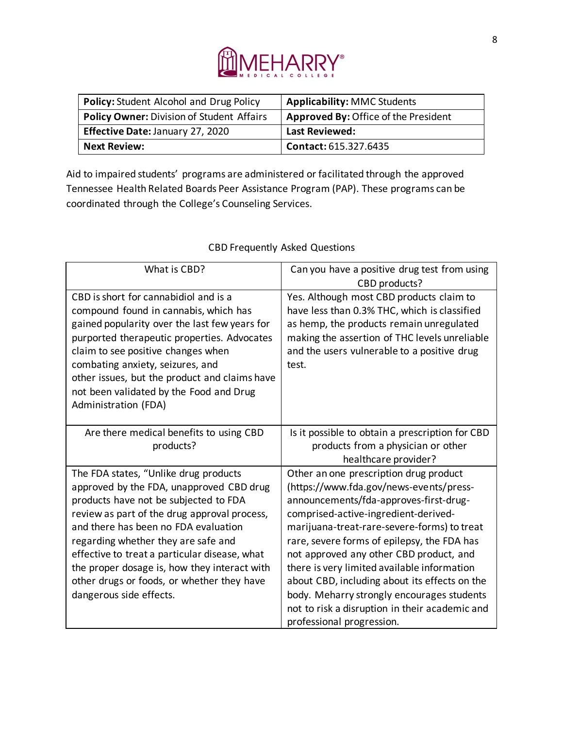| **Policy:** Student Alcohol and Drug Policy | **Applicability:** MMC Students |
|---|---|
| **Policy Owner:** Division of Student Affairs | **Approved By:** Office of the President |
| **Effective Date:** January 27, 2020 | **Last Reviewed:** |
| **Next Review:** | **Contact:** 615.327.6435 |

Aid to impaired students' programs are administered or facilitated through the approved Tennessee Health Related Boards Peer Assistance Program (PAP). These programs can be coordinated through the College's Counseling Services.

CBD Frequently Asked Questions

| What is CBD? | Can you have a positive drug test from using CBD products? |
|---|---|
| CBD is short for cannabidiol and is a compound found in cannabis, which has gained popularity over the last few years for purported therapeutic properties. Advocates claim to see positive changes when combating anxiety, seizures, and other issues, but the product and claims have not been validated by the Food and Drug Administration (FDA) | Yes. Although most CBD products claim to have less than 0.3% THC, which is classified as hemp, the products remain unregulated making the assertion of THC levels unreliable and the users vulnerable to a positive drug test. |
| **Are there medical benefits to using CBD products?** | **Is it possible to obtain a prescription for CBD products from a physician or other healthcare provider?** |
| The FDA states, "Unlike drug products approved by the FDA, unapproved CBD drug products have not be subjected to FDA review as part of the drug approval process, and there has been no FDA evaluation regarding whether they are safe and effective to treat a particular disease, what the proper dosage is, how they interact with other drugs or foods, or whether they have dangerous side effects. | Other an one prescription drug product (https://www.fda.gov/news-events/press-announcements/fda-approves-first-drug-comprised-active-ingredient-derived-marijuana-treat-rare-severe-forms) to treat rare, severe forms of epilepsy, the FDA has not approved any other CBD product, and there is very limited available information about CBD, including about its effects on the body. Meharry strongly encourages students not to risk a disruption in their academic and professional progression. |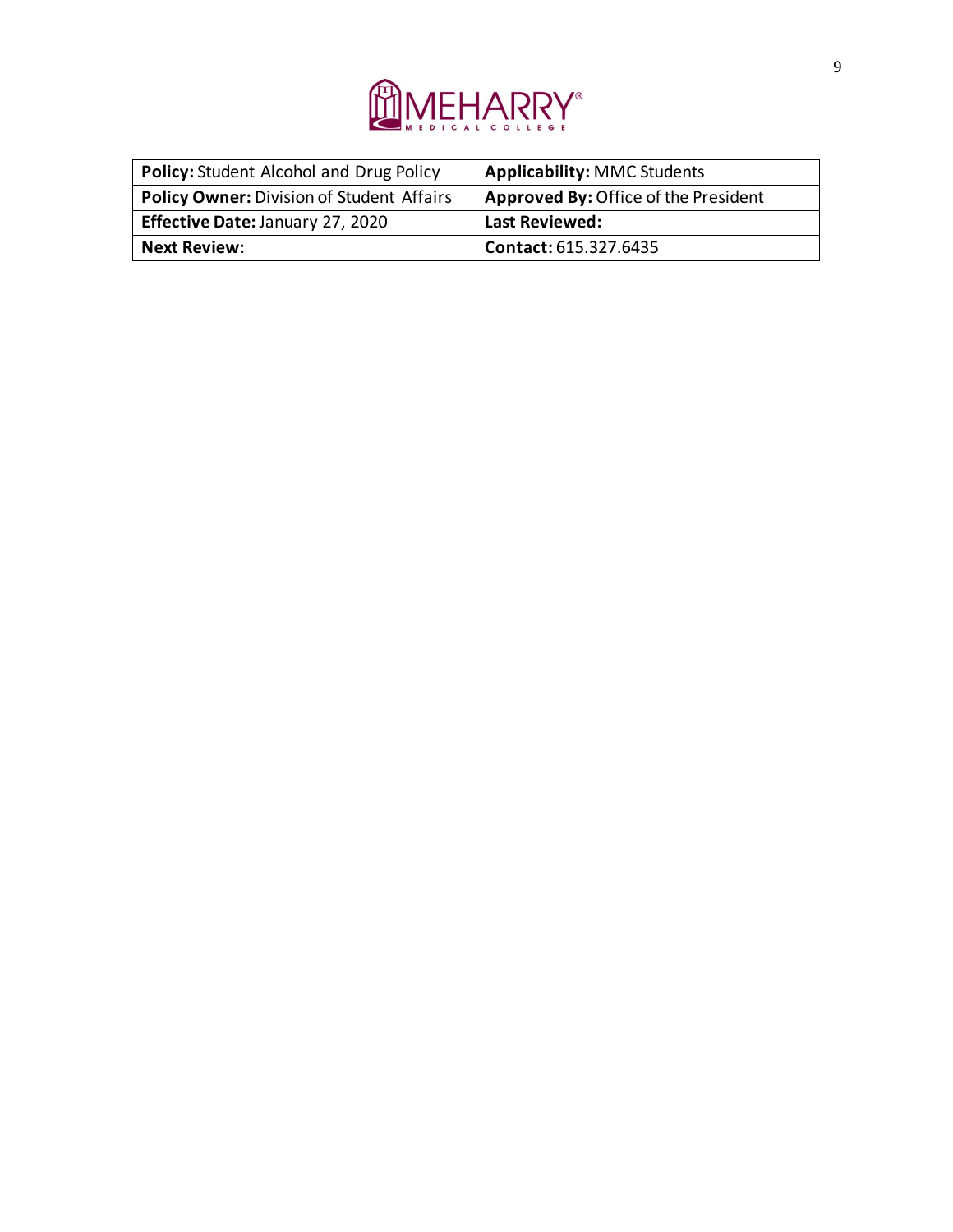| | |
|---|---|
| **Policy:** Student Alcohol and Drug Policy | **Applicability:** MMC Students |
| **Policy Owner:** Division of Student Affairs | **Approved By:** Office of the President |
| **Effective Date:** January 27, 2020 | **Last Reviewed:** |
| **Next Review:** | **Contact:** 615.327.6435 |